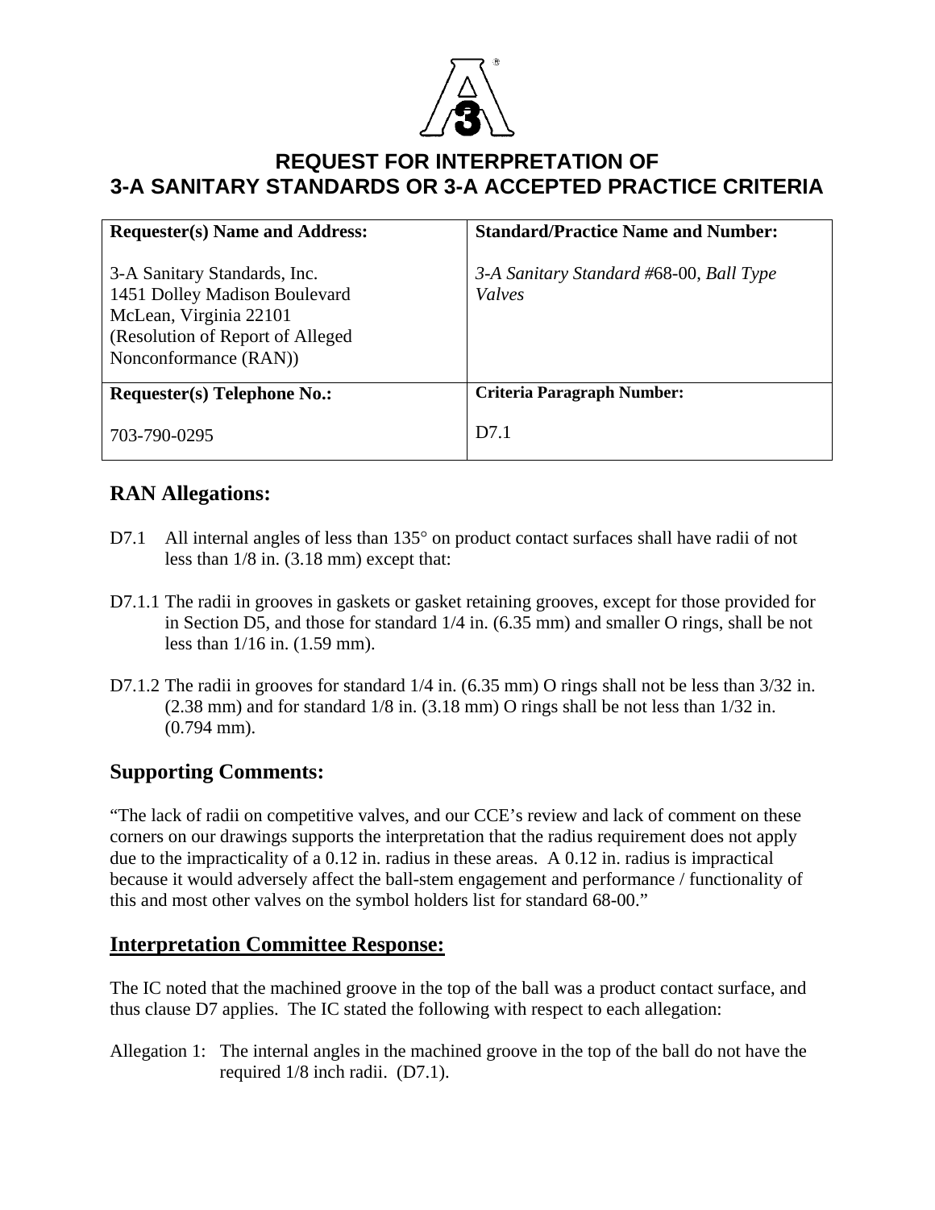# REQUEST FOR INTERPRETATION OF 3-A SANITARY STANDARDS OR 3-A ACCEPTED PRACTICE CRITERIA

| **Requester(s) Name and Address:** | **Standard/Practice Name and Number:** |
|---|---|
| 3-A Sanitary Standards, Inc.<br>1451 Dolley Madison Boulevard<br>McLean, Virginia 22101<br>(Resolution of Report of Alleged Nonconformance (RAN)) | *3-A Sanitary Standard #*68-00, *Ball Type Valves* |
| **Requester(s) Telephone No.:**<br><br>703-790-0295 | **Criteria Paragraph Number:**<br><br>D7.1 |

## RAN Allegations:

D7.1 All internal angles of less than 135° on product contact surfaces shall have radii of not less than 1/8 in. (3.18 mm) except that:

D7.1.1 The radii in grooves in gaskets or gasket retaining grooves, except for those provided for in Section D5, and those for standard 1/4 in. (6.35 mm) and smaller O rings, shall be not less than 1/16 in. (1.59 mm).

D7.1.2 The radii in grooves for standard 1/4 in. (6.35 mm) O rings shall not be less than 3/32 in. (2.38 mm) and for standard 1/8 in. (3.18 mm) O rings shall be not less than 1/32 in. (0.794 mm).

## Supporting Comments:

"The lack of radii on competitive valves, and our CCE's review and lack of comment on these corners on our drawings supports the interpretation that the radius requirement does not apply due to the impracticality of a 0.12 in. radius in these areas. A 0.12 in. radius is impractical because it would adversely affect the ball-stem engagement and performance / functionality of this and most other valves on the symbol holders list for standard 68-00."

## Interpretation Committee Response:

The IC noted that the machined groove in the top of the ball was a product contact surface, and thus clause D7 applies. The IC stated the following with respect to each allegation:

Allegation 1: The internal angles in the machined groove in the top of the ball do not have the required 1/8 inch radii. (D7.1).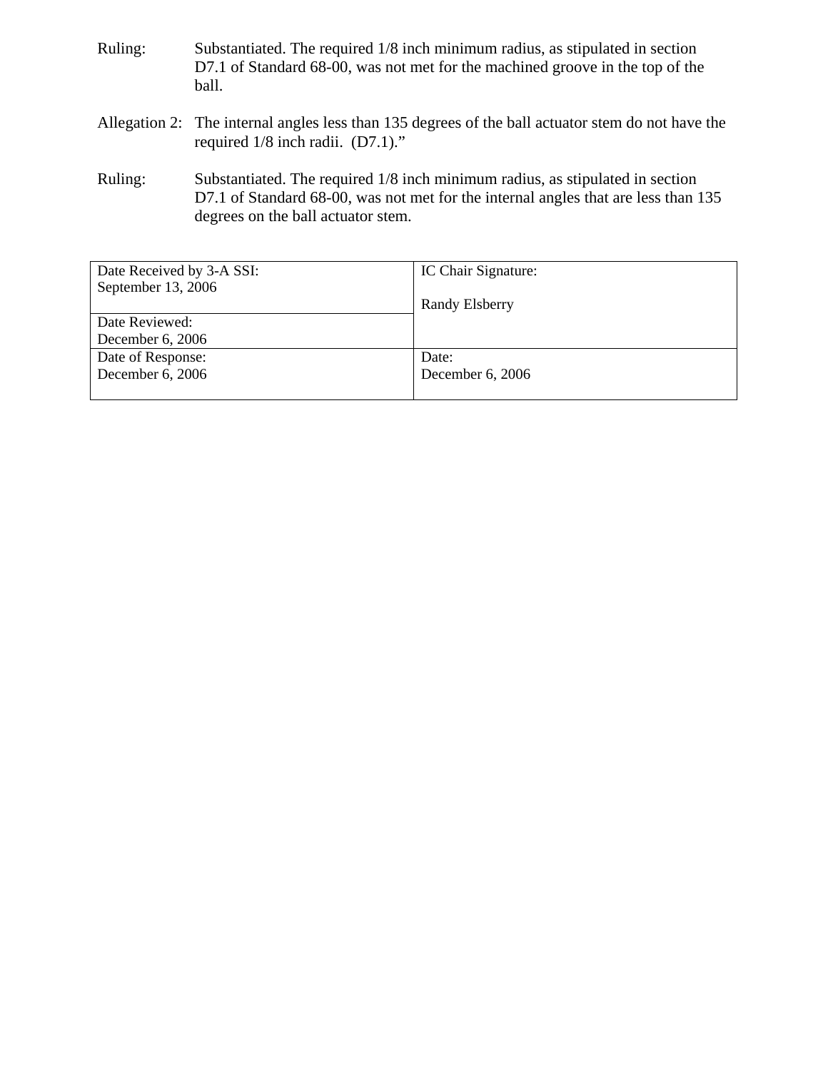Ruling: Substantiated. The required 1/8 inch minimum radius, as stipulated in section D7.1 of Standard 68-00, was not met for the machined groove in the top of the ball.

Allegation 2: The internal angles less than 135 degrees of the ball actuator stem do not have the required 1/8 inch radii. (D7.1)."

Ruling: Substantiated. The required 1/8 inch minimum radius, as stipulated in section D7.1 of Standard 68-00, was not met for the internal angles that are less than 135 degrees on the ball actuator stem.

| | |
|---|---|
| Date Received by 3-A SSI:<br>September 13, 2006 | IC Chair Signature:<br><br>Randy Elsberry |
| Date Reviewed:<br>December 6, 2006 | |
| Date of Response:<br>December 6, 2006 | Date:<br>December 6, 2006 |